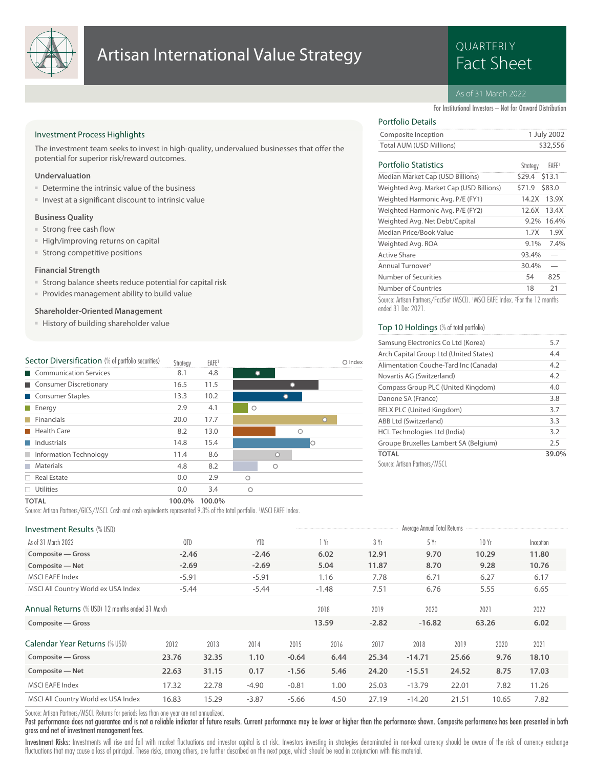# Artisan International Value Strategy

QUARTERLY Fact Sheet

As of 31 March 2022

For Institutional Investors – Not for Onward Distribution

## Investment Process Highlights

The investment team seeks to invest in high-quality, undervalued businesses that offer the potential for superior risk/reward outcomes.

### Undervaluation

- Determine the intrinsic value of the business
- Invest at a significant discount to intrinsic value

### Business Quality

- Strong free cash flow
- High/improving returns on capital
- Strong competitive positions

### Financial Strength

- Strong balance sheets reduce potential for capital risk
- Provides management ability to build value

### Shareholder-Oriented Management

- History of building shareholder value

## Portfolio Details

| | |
|---|---|
| Composite Inception | 1 July 2002 |
| Total AUM (USD Millions) | $32,556 |

## Portfolio Statistics

| | Strategy | EAFE[1] |
|---|---|---|
| Median Market Cap (USD Billions) | $29.4 | $13.1 |
| Weighted Avg. Market Cap (USD Billions) | $71.9 | $83.0 |
| Weighted Harmonic Avg. P/E (FY1) | 14.2X | 13.9X |
| Weighted Harmonic Avg. P/E (FY2) | 12.6X | 13.4X |
| Weighted Avg. Net Debt/Capital | 9.2% | 16.4% |
| Median Price/Book Value | 1.7X | 1.9X |
| Weighted Avg. ROA | 9.1% | 7.4% |
| Active Share | 93.4% | — |
| Annual Turnover[2] | 30.4% | — |
| Number of Securities | 54 | 825 |
| Number of Countries | 18 | 21 |

Source: Artisan Partners/FactSet (MSCI). [1]MSCI EAFE Index. [2]For the 12 months ended 31 Dec 2021.

## Top 10 Holdings (% of total portfolio)

| | |
|---|---|
| Samsung Electronics Co Ltd (Korea) | 5.7 |
| Arch Capital Group Ltd (United States) | 4.4 |
| Alimentation Couche-Tard Inc (Canada) | 4.2 |
| Novartis AG (Switzerland) | 4.2 |
| Compass Group PLC (United Kingdom) | 4.0 |
| Danone SA (France) | 3.8 |
| RELX PLC (United Kingdom) | 3.7 |
| ABB Ltd (Switzerland) | 3.3 |
| HCL Technologies Ltd (India) | 3.2 |
| Groupe Bruxelles Lambert SA (Belgium) | 2.5 |
| **TOTAL** | **39.0%** |

Source: Artisan Partners/MSCI.

## Sector Diversification (% of portfolio securities)

| | Strategy | EAFE[1] |
|---|---|---|
| Communication Services | 8.1 | 4.8 |
| Consumer Discretionary | 16.5 | 11.5 |
| Consumer Staples | 13.3 | 10.2 |
| Energy | 2.9 | 4.1 |
| Financials | 20.0 | 17.7 |
| Health Care | 8.2 | 13.0 |
| Industrials | 14.8 | 15.4 |
| Information Technology | 11.4 | 8.6 |
| Materials | 4.8 | 8.2 |
| Real Estate | 0.0 | 2.9 |
| Utilities | 0.0 | 3.4 |
| **TOTAL** | **100.0%** | **100.0%** |

Source: Artisan Partners/GICS/MSCI. Cash and cash equivalents represented 9.3% of the total portfolio. [1]MSCI EAFE Index.

## Investment Results (% USD)

| As of 31 March 2022 | QTD | YTD | 1 Yr | 3 Yr | 5 Yr | 10 Yr | Inception |
|---|---|---|---|---|---|---|---|
| | | | Average Annual Total Returns | | | | |
| **Composite — Gross** | **-2.46** | **-2.46** | **6.02** | **12.91** | **9.70** | **10.29** | **11.80** |
| **Composite — Net** | **-2.69** | **-2.69** | **5.04** | **11.87** | **8.70** | **9.28** | **10.76** |
| MSCI EAFE Index | -5.91 | -5.91 | 1.16 | 7.78 | 6.71 | 6.27 | 6.17 |
| MSCI All Country World ex USA Index | -5.44 | -5.44 | -1.48 | 7.51 | 6.76 | 5.55 | 6.65 |

## Annual Returns (% USD) 12 months ended 31 March

| | 2018 | 2019 | 2020 | 2021 | 2022 |
|---|---|---|---|---|---|
| **Composite — Gross** | **13.59** | **-2.82** | **-16.82** | **63.26** | **6.02** |

## Calendar Year Returns (% USD)

| | 2012 | 2013 | 2014 | 2015 | 2016 | 2017 | 2018 | 2019 | 2020 | 2021 |
|---|---|---|---|---|---|---|---|---|---|---|
| **Composite — Gross** | **23.76** | **32.35** | **1.10** | **-0.64** | **6.44** | **25.34** | **-14.71** | **25.66** | **9.76** | **18.10** |
| **Composite — Net** | **22.63** | **31.15** | **0.17** | **-1.56** | **5.46** | **24.20** | **-15.51** | **24.52** | **8.75** | **17.03** |
| MSCI EAFE Index | 17.32 | 22.78 | -4.90 | -0.81 | 1.00 | 25.03 | -13.79 | 22.01 | 7.82 | 11.26 |
| MSCI All Country World ex USA Index | 16.83 | 15.29 | -3.87 | -5.66 | 4.50 | 27.19 | -14.20 | 21.51 | 10.65 | 7.82 |

Source: Artisan Partners/MSCI. Returns for periods less than one year are not annualized.

**Past performance does not guarantee and is not a reliable indicator of future results. Current performance may be lower or higher than the performance shown. Composite performance has been presented in both gross and net of investment management fees.**

**Investment Risks:** Investments will rise and fall with market fluctuations and investor capital is at risk. Investors investing in strategies denominated in non-local currency should be aware of the risk of currency exchange fluctuations that may cause a loss of principal. These risks, among others, are further described on the next page, which should be read in conjunction with this material.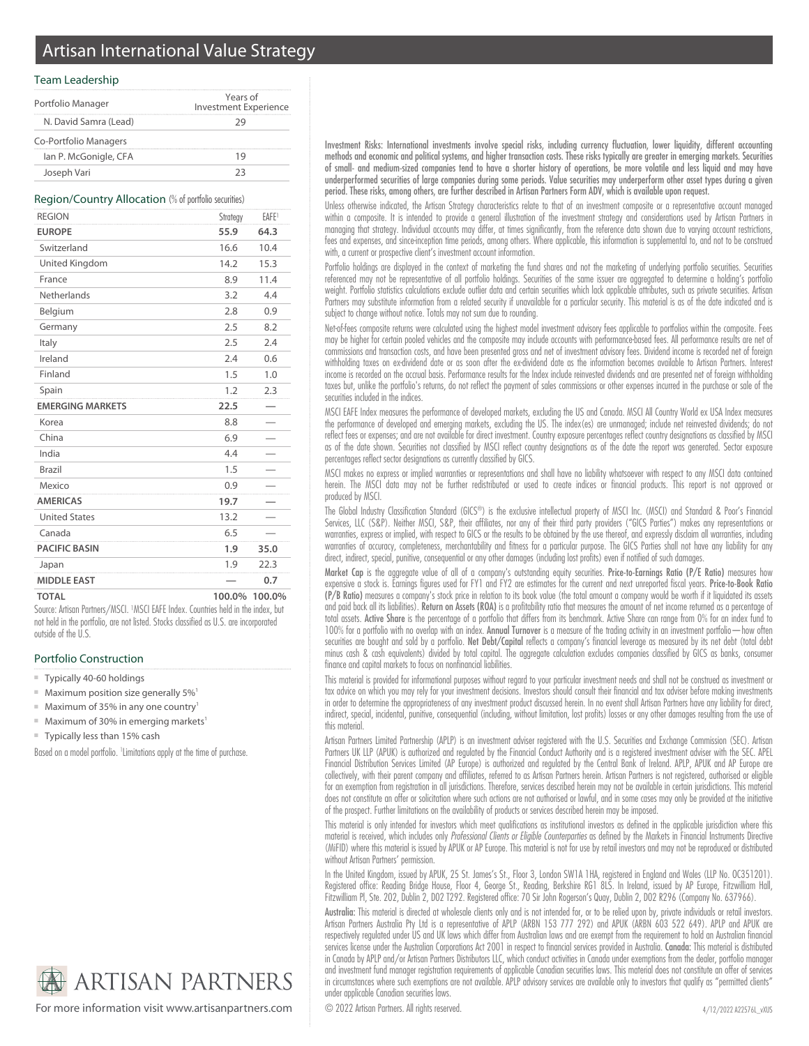# Artisan International Value Strategy

## Team Leadership

| Portfolio Manager | Years of Investment Experience |
|---|---|
| N. David Samra (Lead) | 29 |
| Co-Portfolio Managers | |
| Ian P. McGonigle, CFA | 19 |
| Joseph Vari | 23 |

## Region/Country Allocation (% of portfolio securities)

| REGION | Strategy | EAFE[1] |
|---|---|---|
| **EUROPE** | **55.9** | **64.3** |
| Switzerland | 16.6 | 10.4 |
| United Kingdom | 14.2 | 15.3 |
| France | 8.9 | 11.4 |
| Netherlands | 3.2 | 4.4 |
| Belgium | 2.8 | 0.9 |
| Germany | 2.5 | 8.2 |
| Italy | 2.5 | 2.4 |
| Ireland | 2.4 | 0.6 |
| Finland | 1.5 | 1.0 |
| Spain | 1.2 | 2.3 |
| **EMERGING MARKETS** | **22.5** | **—** |
| Korea | 8.8 | — |
| China | 6.9 | — |
| India | 4.4 | — |
| Brazil | 1.5 | — |
| Mexico | 0.9 | — |
| **AMERICAS** | **19.7** | **—** |
| United States | 13.2 | — |
| Canada | 6.5 | — |
| **PACIFIC BASIN** | **1.9** | **35.0** |
| Japan | 1.9 | 22.3 |
| **MIDDLE EAST** | **—** | **0.7** |
| **TOTAL** | **100.0%** | **100.0%** |

Source: Artisan Partners/MSCI. [1]MSCI EAFE Index. Countries held in the index, but not held in the portfolio, are not listed. Stocks classified as U.S. are incorporated outside of the U.S.

## Portfolio Construction

- Typically 40-60 holdings
- Maximum position size generally 5%[1]
- Maximum of 35% in any one country[1]
- Maximum of 30% in emerging markets[1]
- Typically less than 15% cash

Based on a model portfolio. [1]Limitations apply at the time of purchase.

ARTISAN PARTNERS

For more information visit www.artisanpartners.com

Investment Risks: International investments involve special risks, including currency fluctuation, lower liquidity, different accounting methods and economic and political systems, and higher transaction costs. These risks typically are greater in emerging markets. Securities of small- and medium-sized companies tend to have a shorter history of operations, be more volatile and less liquid and may have underperformed securities of large companies during some periods. Value securities may underperform other asset types during a given period. These risks, among others, are further described in Artisan Partners Form ADV, which is available upon request.

Unless otherwise indicated, the Artisan Strategy characteristics relate to that of an investment composite or a representative account managed within a composite. It is intended to provide a general illustration of the investment strategy and considerations used by Artisan Partners in managing that strategy. Individual accounts may differ, at times significantly, from the reference data shown due to varying account restrictions, fees and expenses, and since-inception time periods, among others. Where applicable, this information is supplemental to, and not to be construed with, a current or prospective client's investment account information.

Portfolio holdings are displayed in the context of marketing the fund shares and not the marketing of underlying portfolio securities. Securities referenced may not be representative of all portfolio holdings. Securities of the same issuer are aggregated to determine a holding's portfolio weight. Portfolio statistics calculations exclude outlier data and certain securities which lack applicable attributes, such as private securities. Artisan Partners may substitute information from a related security if unavailable for a particular security. This material is as of the date indicated and is subject to change without notice. Totals may not sum due to rounding.

Net-of-fees composite returns were calculated using the highest model investment advisory fees applicable to portfolios within the composite. Fees may be higher for certain pooled vehicles and the composite may include accounts with performance-based fees. All performance results are net of commissions and transaction costs, and have been presented gross and net of investment advisory fees. Dividend income is recorded net of foreign withholding taxes on ex-dividend date or as soon after the ex-dividend date as the information becomes available to Artisan Partners. Interest income is recorded on the accrual basis. Performance results for the Index include reinvested dividends and are presented net of foreign withholding taxes but, unlike the portfolio's returns, do not reflect the payment of sales commissions or other expenses incurred in the purchase or sale of the securities included in the indices.

MSCI EAFE Index measures the performance of developed markets, excluding the US and Canada. MSCI All Country World ex USA Index measures the performance of developed and emerging markets, excluding the US. The index(es) are unmanaged; include net reinvested dividends; do not reflect fees or expenses; and are not available for direct investment. Country exposure percentages reflect country designations as classified by MSCI as of the date shown. Securities not classified by MSCI reflect country designations as of the date the report was generated. Sector exposure percentages reflect sector designations as currently classified by GICS.

MSCI makes no express or implied warranties or representations and shall have no liability whatsoever with respect to any MSCI data contained herein. The MSCI data may not be further redistributed or used to create indices or financial products. This report is not approved or produced by MSCI.

The Global Industry Classification Standard (GICS®) is the exclusive intellectual property of MSCI Inc. (MSCI) and Standard & Poor's Financial Services, LLC (S&P). Neither MSCI, S&P, their affiliates, nor any of their third party providers ("GICS Parties") makes any representations or warranties, express or implied, with respect to GICS or the results to be obtained by the use thereof, and expressly disclaim all warranties, including warranties of accuracy, completeness, merchantability and fitness for a particular purpose. The GICS Parties shall not have any liability for any direct, indirect, special, punitive, consequential or any other damages (including lost profits) even if notified of such damages.

**Market Cap** is the aggregate value of all of a company's outstanding equity securities. **Price-to-Earnings Ratio (P/E Ratio)** measures how expensive a stock is. Earnings figures used for FY1 and FY2 are estimates for the current and next unreported fiscal years. **Price-to-Book Ratio (P/B Ratio)** measures a company's stock price in relation to its book value (the total amount a company would be worth if it liquidated its assets and paid back all its liabilities). **Return on Assets (ROA)** is a profitability ratio that measures the amount of net income returned as a percentage of total assets. **Active Share** is the percentage of a portfolio that differs from its benchmark. Active Share can range from 0% for an index fund to 100% for a portfolio with no overlap with an index. **Annual Turnover** is a measure of the trading activity in an investment portfolio—how often securities are bought and sold by a portfolio. **Net Debt/Capital** reflects a company's financial leverage as measured by its net debt (total debt minus cash & cash equivalents) divided by total capital. The aggregate calculation excludes companies classified by GICS as banks, consumer finance and capital markets to focus on nonfinancial liabilities.

This material is provided for informational purposes without regard to your particular investment needs and shall not be construed as investment or tax advice on which you may rely for your investment decisions. Investors should consult their financial and tax adviser before making investments in order to determine the appropriateness of any investment product discussed herein. In no event shall Artisan Partners have any liability for direct, indirect, special, incidental, punitive, consequential (including, without limitation, lost profits) losses or any other damages resulting from the use of this material.

Artisan Partners Limited Partnership (APLP) is an investment adviser registered with the U.S. Securities and Exchange Commission (SEC). Artisan Partners UK LLP (APUK) is authorized and regulated by the Financial Conduct Authority and is a registered investment adviser with the SEC. APEL Financial Distribution Services Limited (AP Europe) is authorized and regulated by the Central Bank of Ireland. APLP, APUK and AP Europe are collectively, with their parent company and affiliates, referred to as Artisan Partners herein. Artisan Partners is not registered, authorised or eligible for an exemption from registration in all jurisdictions. Therefore, services described herein may not be available in certain jurisdictions. This material does not constitute an offer or solicitation where such actions are not authorised or lawful, and in some cases may only be provided at the initiative of the prospect. Further limitations on the availability of products or services described herein may be imposed.

This material is only intended for investors which meet qualifications as institutional investors as defined in the applicable jurisdiction where this material is received, which includes only *Professional Clients or Eligible Counterparties* as defined by the Markets in Financial Instruments Directive (MiFID) where this material is issued by APUK or AP Europe. This material is not for use by retail investors and may not be reproduced or distributed without Artisan Partners' permission.

In the United Kingdom, issued by APUK, 25 St. James's St., Floor 3, London SW1A 1HA, registered in England and Wales (LLP No. OC351201). Registered office: Reading Bridge House, Floor 4, George St., Reading, Berkshire RG1 8LS. In Ireland, issued by AP Europe, Fitzwilliam Hall, Fitzwilliam Pl, Ste. 202, Dublin 2, D02 T292. Registered office: 70 Sir John Rogerson's Quay, Dublin 2, D02 R296 (Company No. 637966).

**Australia:** This material is directed at wholesale clients only and is not intended for, or to be relied upon by, private individuals or retail investors. Artisan Partners Australia Pty Ltd is a representative of APLP (ARBN 153 777 292) and APUK (ARBN 603 522 649). APLP and APUK are respectively regulated under US and UK laws which differ from Australian laws and are exempt from the requirement to hold an Australian financial services license under the Australian Corporations Act 2001 in respect to financial services provided in Australia. **Canada:** This material is distributed in Canada by APLP and/or Artisan Partners Distributors LLC, which conduct activities in Canada under exemptions from the dealer, portfolio manager and investment fund manager registration requirements of applicable Canadian securities laws. This material does not constitute an offer of services in circumstances where such exemptions are not available. APLP advisory services are available only to investors that qualify as "permitted clients" under applicable Canadian securities laws.

© 2022 Artisan Partners. All rights reserved.

4/12/2022 A22576L_vXUS